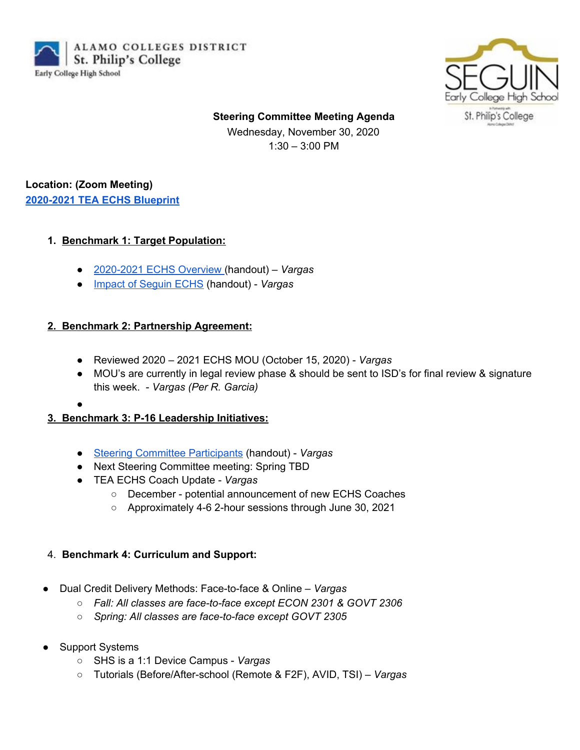ALAMO COLLEGES DISTRICT
St. Philip's College
Early College High School

SEGUIN
Early College High School
St. Philip's College

**Steering Committee Meeting Agenda**
Wednesday, November 30, 2020
1:30 – 3:00 PM

**Location: (Zoom Meeting)**
**2020-2021 TEA ECHS Blueprint**

1. **Benchmark 1: Target Population:**
   - 2020-2021 ECHS Overview (handout) – *Vargas*
   - Impact of Seguin ECHS (handout) - *Vargas*

2. **Benchmark 2: Partnership Agreement:**
   - Reviewed 2020 – 2021 ECHS MOU (October 15, 2020) - *Vargas*
   - MOU's are currently in legal review phase & should be sent to ISD's for final review & signature this week. - *Vargas (Per R. Garcia)*
   - 

3. **Benchmark 3: P-16 Leadership Initiatives:**
   - Steering Committee Participants (handout) - *Vargas*
   - Next Steering Committee meeting: Spring TBD
   - TEA ECHS Coach Update - *Vargas*
     - December - potential announcement of new ECHS Coaches
     - Approximately 4-6 2-hour sessions through June 30, 2021

4. **Benchmark 4: Curriculum and Support:**

- Dual Credit Delivery Methods: Face-to-face & Online – *Vargas*
  - *Fall: All classes are face-to-face except ECON 2301 & GOVT 2306*
  - *Spring: All classes are face-to-face except GOVT 2305*

- Support Systems
  - SHS is a 1:1 Device Campus - *Vargas*
  - Tutorials (Before/After-school (Remote & F2F), AVID, TSI) – *Vargas*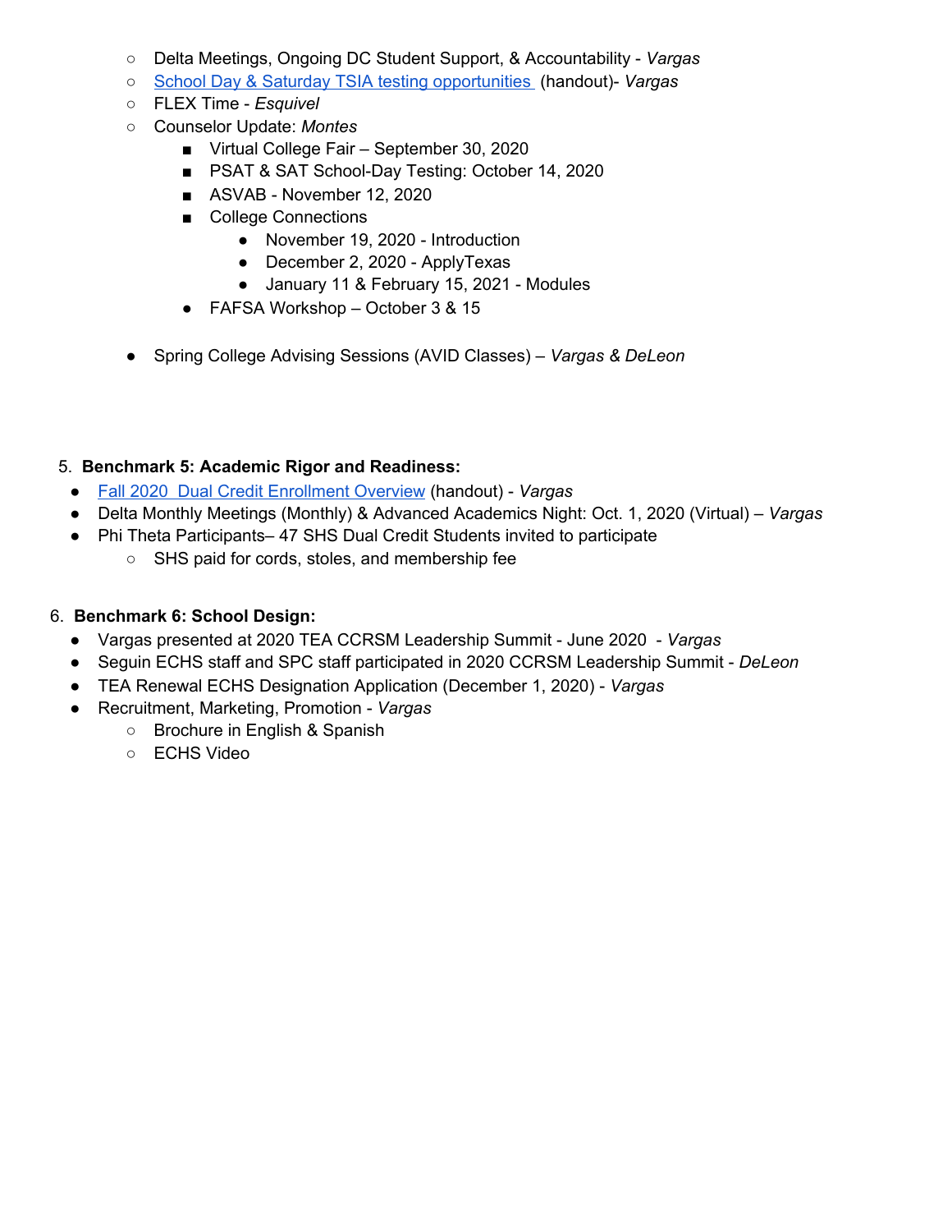- Delta Meetings, Ongoing DC Student Support, & Accountability - *Vargas*
- [School Day & Saturday TSIA testing opportunities ](#) (handout)- *Vargas*
- FLEX Time - *Esquivel*
- Counselor Update: *Montes*
  - Virtual College Fair – September 30, 2020
  - PSAT & SAT School-Day Testing: October 14, 2020
  - ASVAB - November 12, 2020
  - College Connections
    - November 19, 2020 - Introduction
    - December 2, 2020 - ApplyTexas
    - January 11 & February 15, 2021 - Modules
  - FAFSA Workshop – October 3 & 15

- Spring College Advising Sessions (AVID Classes) – *Vargas & DeLeon*

5. **Benchmark 5: Academic Rigor and Readiness:**
   - [Fall 2020  Dual Credit Enrollment Overview](#) (handout) - *Vargas*
   - Delta Monthly Meetings (Monthly) & Advanced Academics Night: Oct. 1, 2020 (Virtual) – *Vargas*
   - Phi Theta Participants– 47 SHS Dual Credit Students invited to participate
     - SHS paid for cords, stoles, and membership fee

6. **Benchmark 6: School Design:**
   - Vargas presented at 2020 TEA CCRSM Leadership Summit - June 2020  - *Vargas*
   - Seguin ECHS staff and SPC staff participated in 2020 CCRSM Leadership Summit - *DeLeon*
   - TEA Renewal ECHS Designation Application (December 1, 2020) - *Vargas*
   - Recruitment, Marketing, Promotion - *Vargas*
     - Brochure in English & Spanish
     - ECHS Video